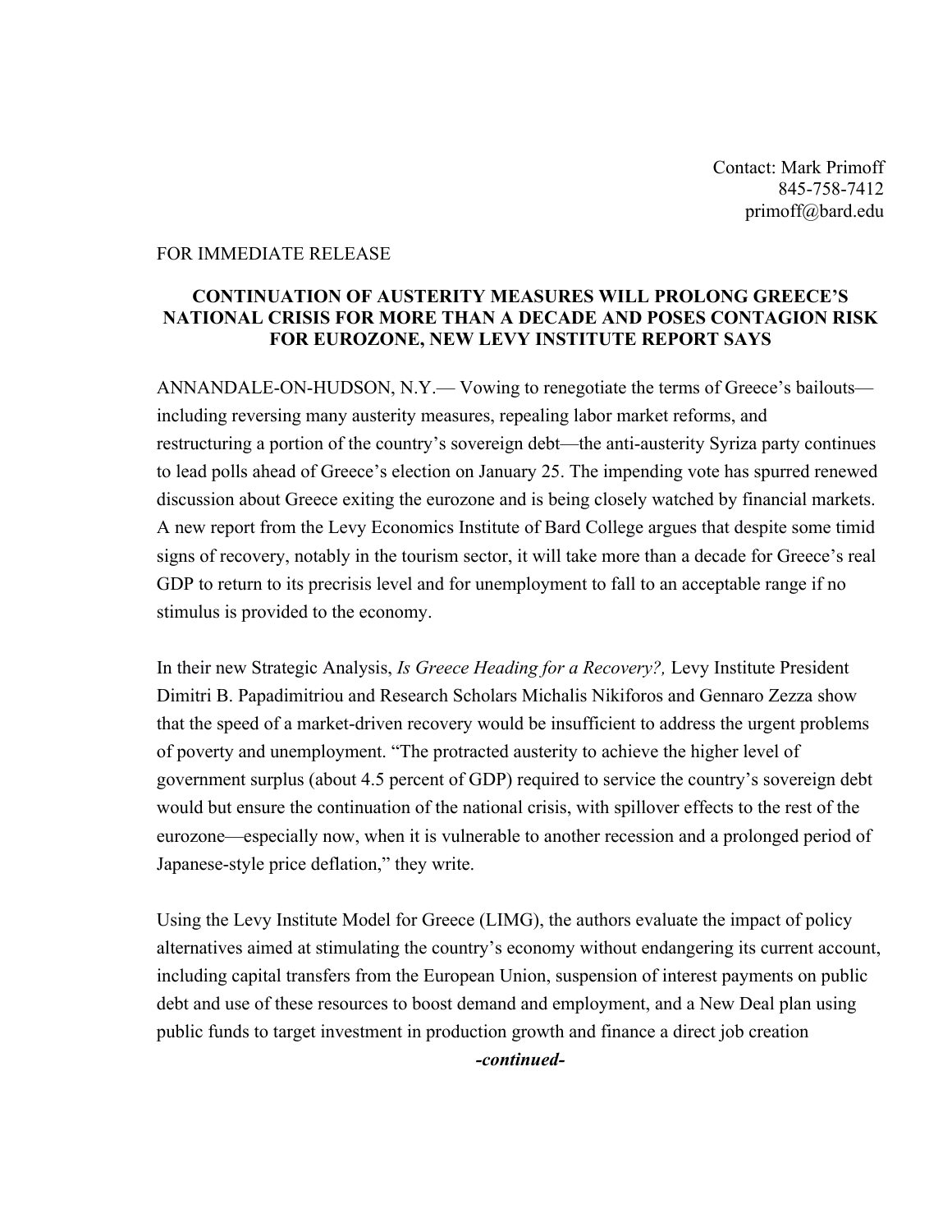Contact: Mark Primoff
845-758-7412
primoff@bard.edu

FOR IMMEDIATE RELEASE

**CONTINUATION OF AUSTERITY MEASURES WILL PROLONG GREECE'S NATIONAL CRISIS FOR MORE THAN A DECADE AND POSES CONTAGION RISK FOR EUROZONE, NEW LEVY INSTITUTE REPORT SAYS**

ANNANDALE-ON-HUDSON, N.Y.— Vowing to renegotiate the terms of Greece's bailouts—including reversing many austerity measures, repealing labor market reforms, and restructuring a portion of the country's sovereign debt—the anti-austerity Syriza party continues to lead polls ahead of Greece's election on January 25. The impending vote has spurred renewed discussion about Greece exiting the eurozone and is being closely watched by financial markets. A new report from the Levy Economics Institute of Bard College argues that despite some timid signs of recovery, notably in the tourism sector, it will take more than a decade for Greece's real GDP to return to its precrisis level and for unemployment to fall to an acceptable range if no stimulus is provided to the economy.

In their new Strategic Analysis, *Is Greece Heading for a Recovery?,* Levy Institute President Dimitri B. Papadimitriou and Research Scholars Michalis Nikiforos and Gennaro Zezza show that the speed of a market-driven recovery would be insufficient to address the urgent problems of poverty and unemployment. "The protracted austerity to achieve the higher level of government surplus (about 4.5 percent of GDP) required to service the country's sovereign debt would but ensure the continuation of the national crisis, with spillover effects to the rest of the eurozone—especially now, when it is vulnerable to another recession and a prolonged period of Japanese-style price deflation," they write.

Using the Levy Institute Model for Greece (LIMG), the authors evaluate the impact of policy alternatives aimed at stimulating the country's economy without endangering its current account, including capital transfers from the European Union, suspension of interest payments on public debt and use of these resources to boost demand and employment, and a New Deal plan using public funds to target investment in production growth and finance a direct job creation

***-continued-***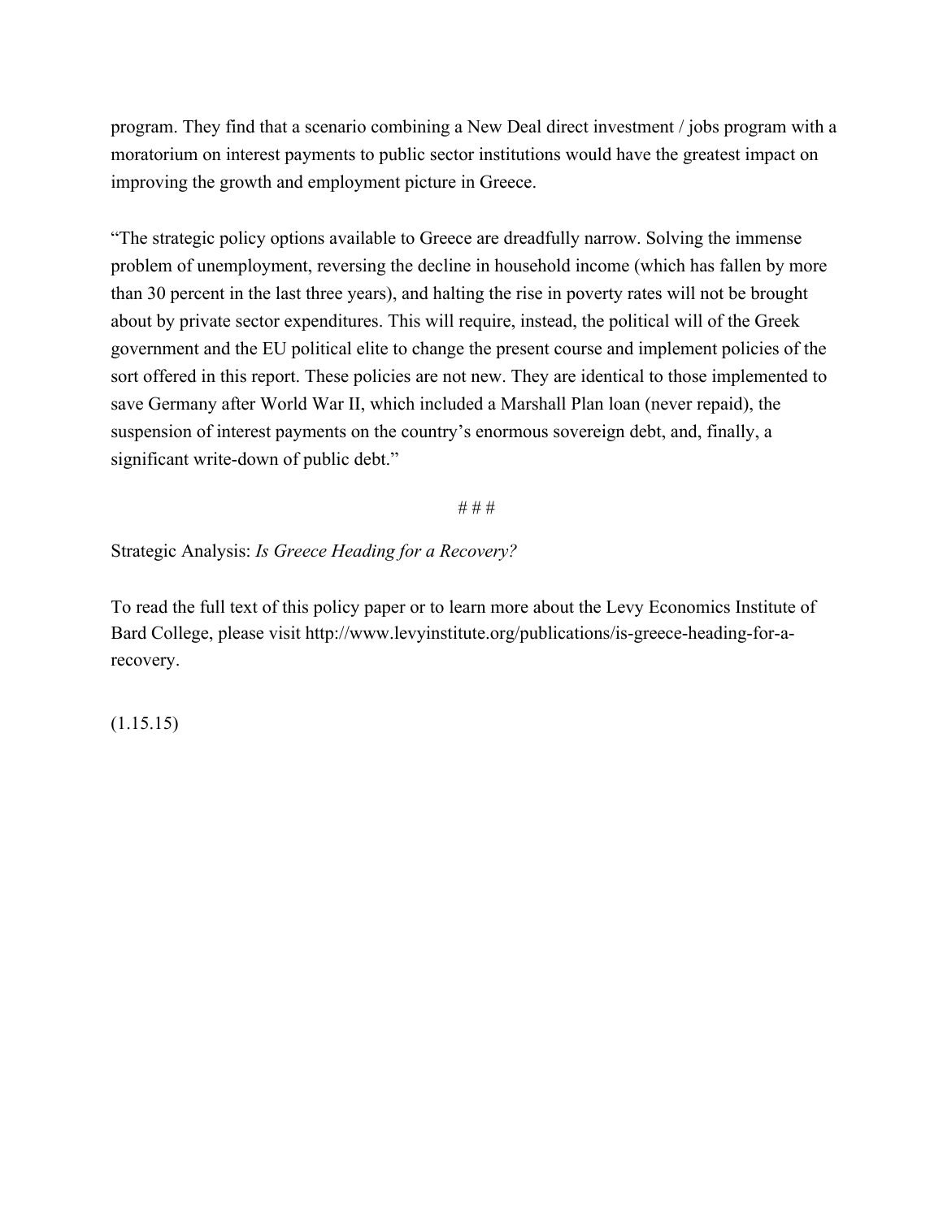program. They find that a scenario combining a New Deal direct investment / jobs program with a moratorium on interest payments to public sector institutions would have the greatest impact on improving the growth and employment picture in Greece.

"The strategic policy options available to Greece are dreadfully narrow. Solving the immense problem of unemployment, reversing the decline in household income (which has fallen by more than 30 percent in the last three years), and halting the rise in poverty rates will not be brought about by private sector expenditures. This will require, instead, the political will of the Greek government and the EU political elite to change the present course and implement policies of the sort offered in this report. These policies are not new. They are identical to those implemented to save Germany after World War II, which included a Marshall Plan loan (never repaid), the suspension of interest payments on the country's enormous sovereign debt, and, finally, a significant write-down of public debt."

# # #

Strategic Analysis: *Is Greece Heading for a Recovery?*

To read the full text of this policy paper or to learn more about the Levy Economics Institute of Bard College, please visit http://www.levyinstitute.org/publications/is-greece-heading-for-a-recovery.

(1.15.15)